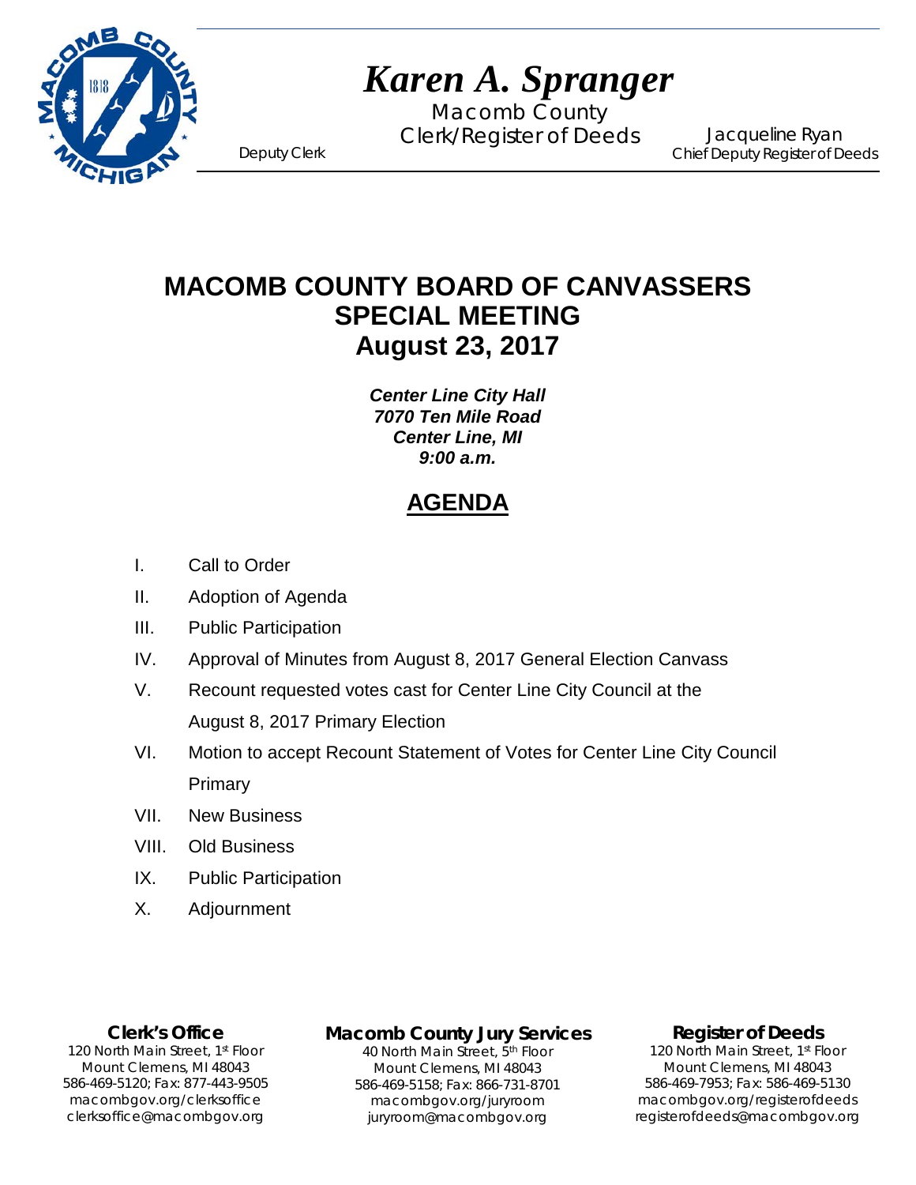# *Karen A. Spranger*

Macomb County
Clerk/Register of Deeds

Deputy Clerk

Jacqueline Ryan
Chief Deputy Register of Deeds

## MACOMB COUNTY BOARD OF CANVASSERS
## SPECIAL MEETING
## August 23, 2017

***Center Line City Hall***
***7070 Ten Mile Road***
***Center Line, MI***
***9:00 a.m.***

## AGENDA

I. Call to Order

II. Adoption of Agenda

III. Public Participation

IV. Approval of Minutes from August 8, 2017 General Election Canvass

V. Recount requested votes cast for Center Line City Council at the August 8, 2017 Primary Election

VI. Motion to accept Recount Statement of Votes for Center Line City Council Primary

VII. New Business

VIII. Old Business

IX. Public Participation

X. Adjournment

**Clerk's Office**
120 North Main Street, 1st Floor
Mount Clemens, MI 48043
586-469-5120; Fax: 877-443-9505
macombgov.org/clerksoffice
clerksoffice@macombgov.org

**Macomb County Jury Services**
40 North Main Street, 5th Floor
Mount Clemens, MI 48043
586-469-5158; Fax: 866-731-8701
macombgov.org/juryroom
juryroom@macombgov.org

**Register of Deeds**
120 North Main Street, 1st Floor
Mount Clemens, MI 48043
586-469-7953; Fax: 586-469-5130
macombgov.org/registerofdeeds
registerofdeeds@macombgov.org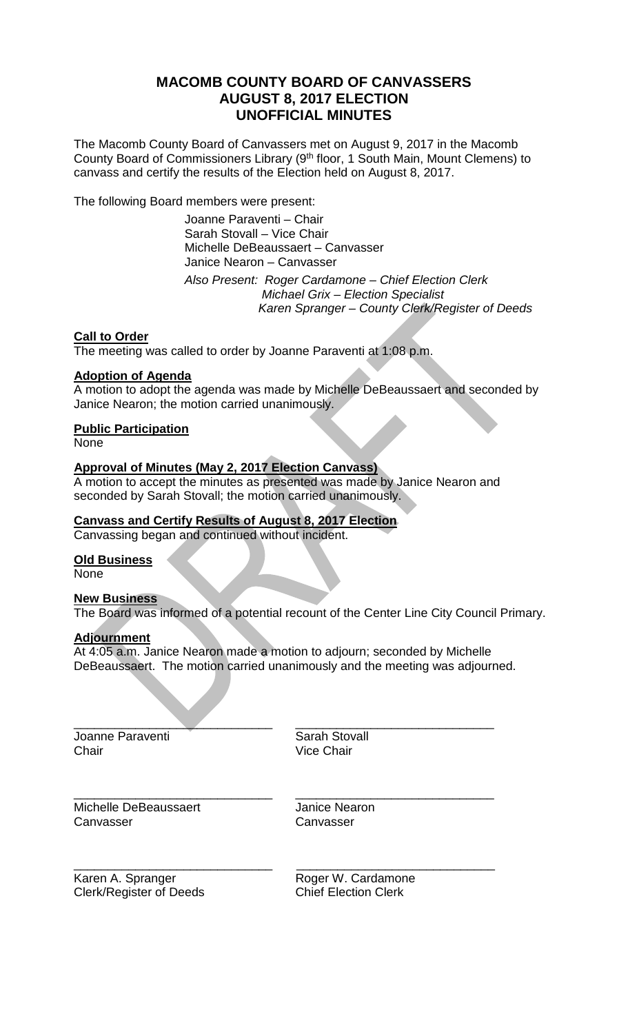# MACOMB COUNTY BOARD OF CANVASSERS
## AUGUST 8, 2017 ELECTION
## UNOFFICIAL MINUTES

The Macomb County Board of Canvassers met on August 9, 2017 in the Macomb County Board of Commissioners Library (9th floor, 1 South Main, Mount Clemens) to canvass and certify the results of the Election held on August 8, 2017.

The following Board members were present:

Joanne Paraventi – Chair
Sarah Stovall – Vice Chair
Michelle DeBeaussaert – Canvasser
Janice Nearon – Canvasser

*Also Present: Roger Cardamone – Chief Election Clerk*
*Michael Grix – Election Specialist*
*Karen Spranger – County Clerk/Register of Deeds*

**Call to Order**
The meeting was called to order by Joanne Paraventi at 1:08 p.m.

**Adoption of Agenda**
A motion to adopt the agenda was made by Michelle DeBeaussaert and seconded by Janice Nearon; the motion carried unanimously.

**Public Participation**
None

**Approval of Minutes (May 2, 2017 Election Canvass)**
A motion to accept the minutes as presented was made by Janice Nearon and seconded by Sarah Stovall; the motion carried unanimously.

**Canvass and Certify Results of August 8, 2017 Election**
Canvassing began and continued without incident.

**Old Business**
None

**New Business**
The Board was informed of a potential recount of the Center Line City Council Primary.

**Adjournment**
At 4:05 a.m. Janice Nearon made a motion to adjourn; seconded by Michelle DeBeaussaert. The motion carried unanimously and the meeting was adjourned.

DRAFT

| | |
|---|---|
| ______________________________ | ______________________________ |
| Joanne Paraventi | Sarah Stovall |
| Chair | Vice Chair |
| ______________________________ | ______________________________ |
| Michelle DeBeaussaert | Janice Nearon |
| Canvasser | Canvasser |
| ______________________________ | ______________________________ |
| Karen A. Spranger | Roger W. Cardamone |
| Clerk/Register of Deeds | Chief Election Clerk |